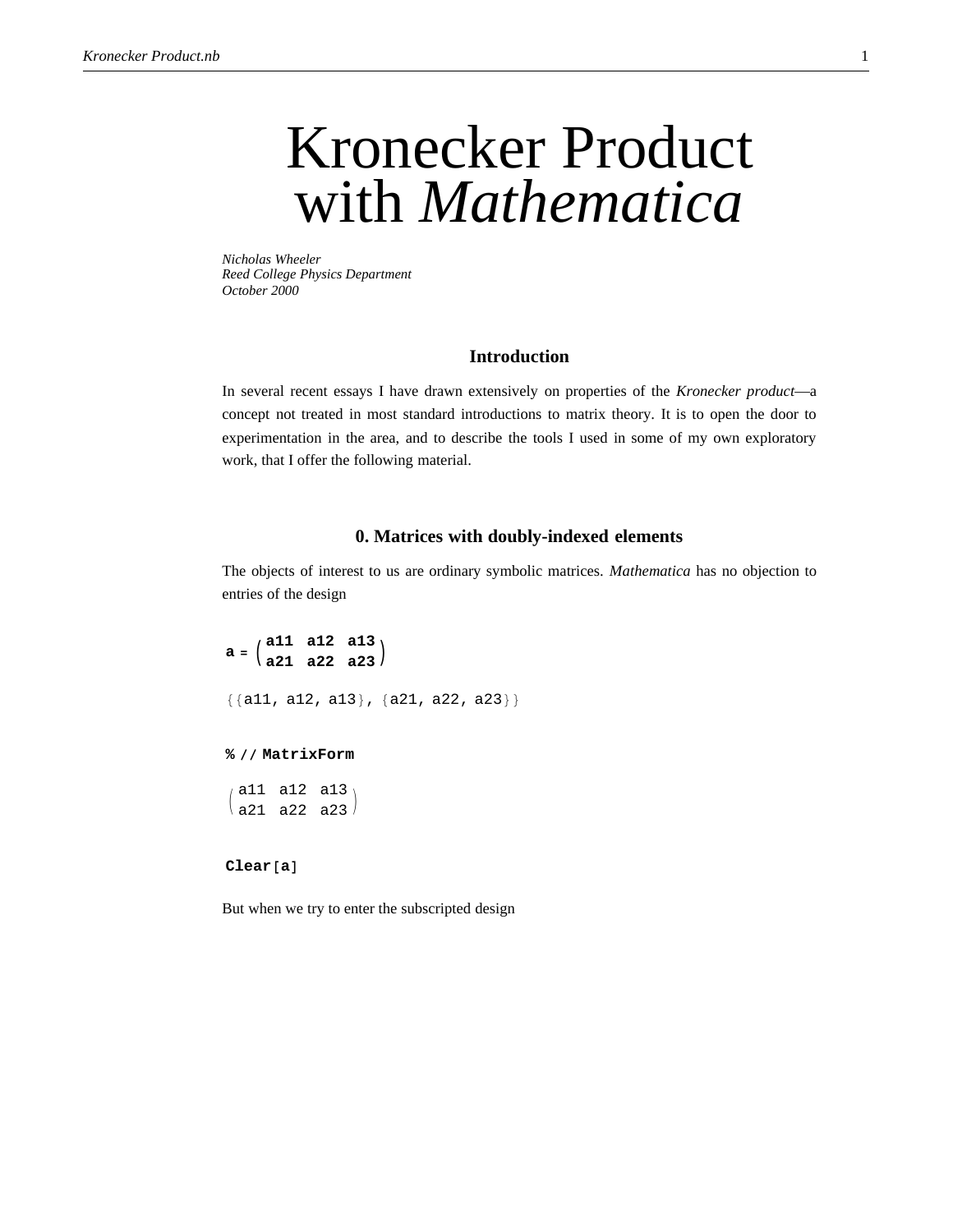# Kronecker Product with *Mathematica*

*Nicholas Wheeler*
*Reed College Physics Department*
*October 2000*

## Introduction

In several recent essays I have drawn extensively on properties of the *Kronecker product*—a concept not treated in most standard introductions to matrix theory. It is to open the door to experimentation in the area, and to describe the tools I used in some of my own exploratory work, that I offer the following material.

## 0. Matrices with doubly-indexed elements

The objects of interest to us are ordinary symbolic matrices. *Mathematica* has no objection to entries of the design

```
a = (a11  a12  a13
     a21  a22  a23)
```

```
{{a11, a12, a13}, {a21, a22, a23}}
```

```
% // MatrixForm
```

```
(a11  a12  a13
 a21  a22  a23)
```

```
Clear[a]
```

But when we try to enter the subscripted design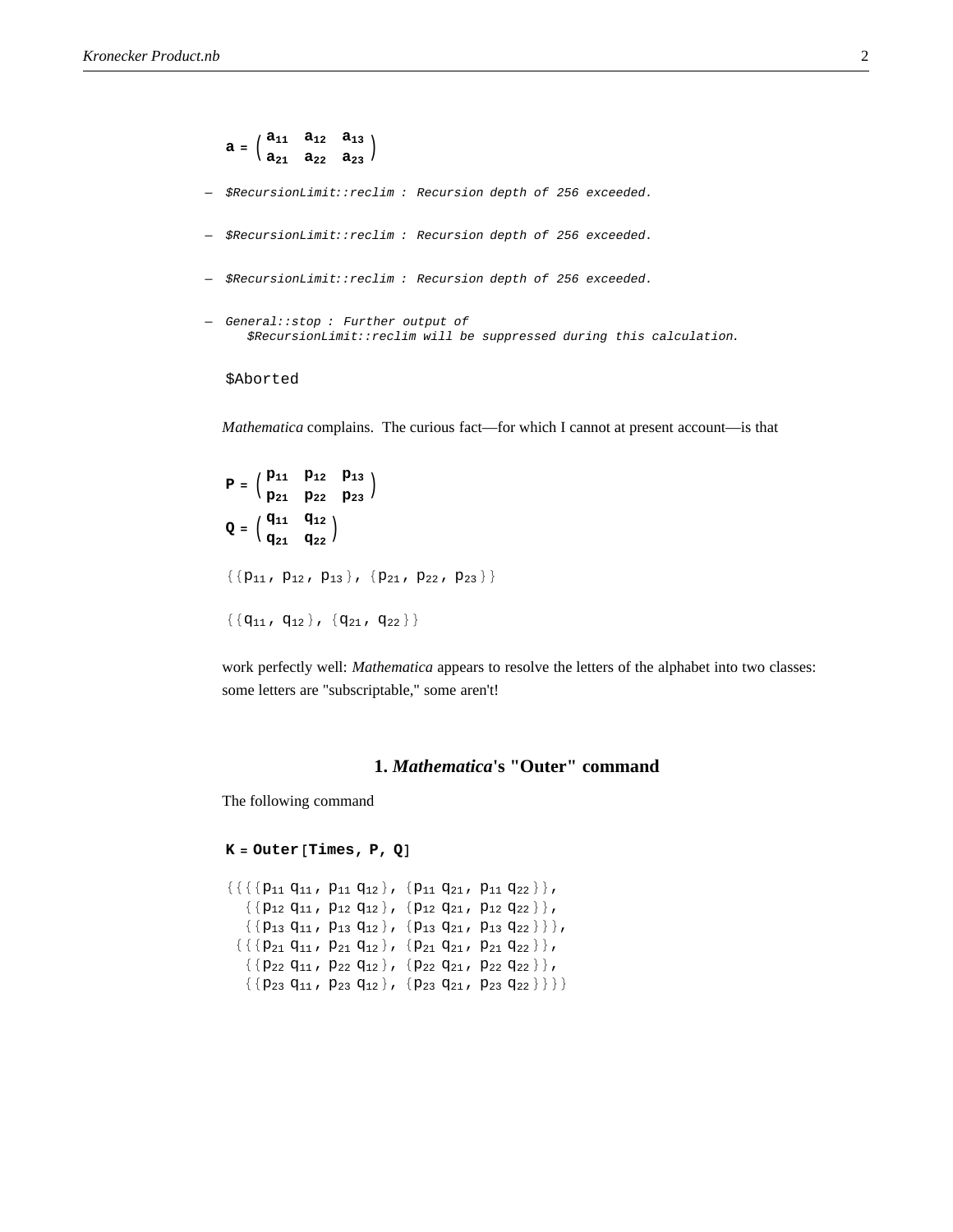$$\mathbf{a} = \begin{pmatrix} a_{11} & a_{12} & a_{13} \\ a_{21} & a_{22} & a_{23} \end{pmatrix}$$

— *$RecursionLimit::reclim : Recursion depth of 256 exceeded.*

— *$RecursionLimit::reclim : Recursion depth of 256 exceeded.*

— *$RecursionLimit::reclim : Recursion depth of 256 exceeded.*

— *General::stop : Further output of $RecursionLimit::reclim will be suppressed during this calculation.*

```
$Aborted
```

*Mathematica* complains. The curious fact—for which I cannot at present account—is that

$$\mathbf{P} = \begin{pmatrix} p_{11} & p_{12} & p_{13} \\ p_{21} & p_{22} & p_{23} \end{pmatrix}$$

$$\mathbf{Q} = \begin{pmatrix} q_{11} & q_{12} \\ q_{21} & q_{22} \end{pmatrix}$$

$$\{\{p_{11}, p_{12}, p_{13}\}, \{p_{21}, p_{22}, p_{23}\}\}$$

$$\{\{q_{11}, q_{12}\}, \{q_{21}, q_{22}\}\}$$

work perfectly well: *Mathematica* appears to resolve the letters of the alphabet into two classes: some letters are "subscriptable," some aren't!

## 1. *Mathematica*'s "Outer" command

The following command

```
K = Outer[Times, P, Q]
```

$$\begin{aligned}
&\{\{\{\{p_{11}\, q_{11}, p_{11}\, q_{12}\}, \{p_{11}\, q_{21}, p_{11}\, q_{22}\}\}, \\
&\quad \{\{p_{12}\, q_{11}, p_{12}\, q_{12}\}, \{p_{12}\, q_{21}, p_{12}\, q_{22}\}\}, \\
&\quad \{\{p_{13}\, q_{11}, p_{13}\, q_{12}\}, \{p_{13}\, q_{21}, p_{13}\, q_{22}\}\}\}, \\
&\ \{\{\{p_{21}\, q_{11}, p_{21}\, q_{12}\}, \{p_{21}\, q_{21}, p_{21}\, q_{22}\}\}, \\
&\quad \{\{p_{22}\, q_{11}, p_{22}\, q_{12}\}, \{p_{22}\, q_{21}, p_{22}\, q_{22}\}\}, \\
&\quad \{\{p_{23}\, q_{11}, p_{23}\, q_{12}\}, \{p_{23}\, q_{21}, p_{23}\, q_{22}\}\}\}\}
\end{aligned}$$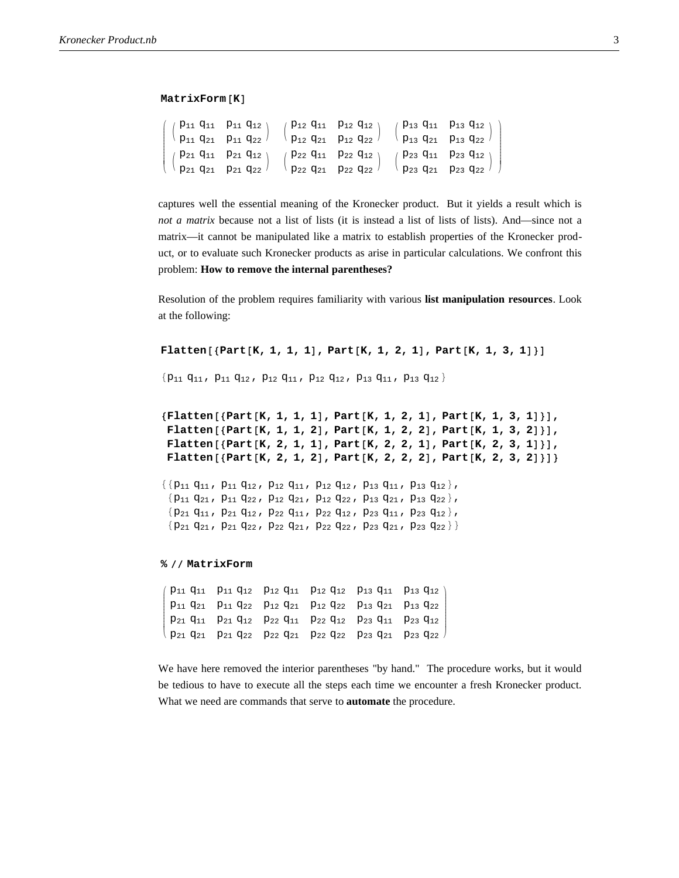```
MatrixForm[K]
```

$$\begin{pmatrix} \begin{pmatrix} p_{11}\,q_{11} & p_{11}\,q_{12} \\ p_{11}\,q_{21} & p_{11}\,q_{22} \end{pmatrix} & \begin{pmatrix} p_{12}\,q_{11} & p_{12}\,q_{12} \\ p_{12}\,q_{21} & p_{12}\,q_{22} \end{pmatrix} & \begin{pmatrix} p_{13}\,q_{11} & p_{13}\,q_{12} \\ p_{13}\,q_{21} & p_{13}\,q_{22} \end{pmatrix} \\ \begin{pmatrix} p_{21}\,q_{11} & p_{21}\,q_{12} \\ p_{21}\,q_{21} & p_{21}\,q_{22} \end{pmatrix} & \begin{pmatrix} p_{22}\,q_{11} & p_{22}\,q_{12} \\ p_{22}\,q_{21} & p_{22}\,q_{22} \end{pmatrix} & \begin{pmatrix} p_{23}\,q_{11} & p_{23}\,q_{12} \\ p_{23}\,q_{21} & p_{23}\,q_{22} \end{pmatrix} \end{pmatrix}$$

captures well the essential meaning of the Kronecker product. But it yields a result which is *not a matrix* because not a list of lists (it is instead a list of lists of lists). And—since not a matrix—it cannot be manipulated like a matrix to establish properties of the Kronecker product, or to evaluate such Kronecker products as arise in particular calculations. We confront this problem: **How to remove the internal parentheses?**

Resolution of the problem requires familiarity with various **list manipulation resources**. Look at the following:

```
Flatten[{Part[K, 1, 1, 1], Part[K, 1, 2, 1], Part[K, 1, 3, 1]}]
```

$\{p_{11}\,q_{11},\ p_{11}\,q_{12},\ p_{12}\,q_{11},\ p_{12}\,q_{12},\ p_{13}\,q_{11},\ p_{13}\,q_{12}\}$

```
{Flatten[{Part[K, 1, 1, 1], Part[K, 1, 2, 1], Part[K, 1, 3, 1]}],
 Flatten[{Part[K, 1, 1, 2], Part[K, 1, 2, 2], Part[K, 1, 3, 2]}],
 Flatten[{Part[K, 2, 1, 1], Part[K, 2, 2, 1], Part[K, 2, 3, 1]}],
 Flatten[{Part[K, 2, 1, 2], Part[K, 2, 2, 2], Part[K, 2, 3, 2]}]}
```

$\{\{p_{11}\,q_{11},\ p_{11}\,q_{12},\ p_{12}\,q_{11},\ p_{12}\,q_{12},\ p_{13}\,q_{11},\ p_{13}\,q_{12}\},$
$\ \{p_{11}\,q_{21},\ p_{11}\,q_{22},\ p_{12}\,q_{21},\ p_{12}\,q_{22},\ p_{13}\,q_{21},\ p_{13}\,q_{22}\},$
$\ \{p_{21}\,q_{11},\ p_{21}\,q_{12},\ p_{22}\,q_{11},\ p_{22}\,q_{12},\ p_{23}\,q_{11},\ p_{23}\,q_{12}\},$
$\ \{p_{21}\,q_{21},\ p_{21}\,q_{22},\ p_{22}\,q_{21},\ p_{22}\,q_{22},\ p_{23}\,q_{21},\ p_{23}\,q_{22}\}\}$

```
% // MatrixForm
```

$$\begin{pmatrix} p_{11}\,q_{11} & p_{11}\,q_{12} & p_{12}\,q_{11} & p_{12}\,q_{12} & p_{13}\,q_{11} & p_{13}\,q_{12} \\ p_{11}\,q_{21} & p_{11}\,q_{22} & p_{12}\,q_{21} & p_{12}\,q_{22} & p_{13}\,q_{21} & p_{13}\,q_{22} \\ p_{21}\,q_{11} & p_{21}\,q_{12} & p_{22}\,q_{11} & p_{22}\,q_{12} & p_{23}\,q_{11} & p_{23}\,q_{12} \\ p_{21}\,q_{21} & p_{21}\,q_{22} & p_{22}\,q_{21} & p_{22}\,q_{22} & p_{23}\,q_{21} & p_{23}\,q_{22} \end{pmatrix}$$

We have here removed the interior parentheses "by hand." The procedure works, but it would be tedious to have to execute all the steps each time we encounter a fresh Kronecker product. What we need are commands that serve to **automate** the procedure.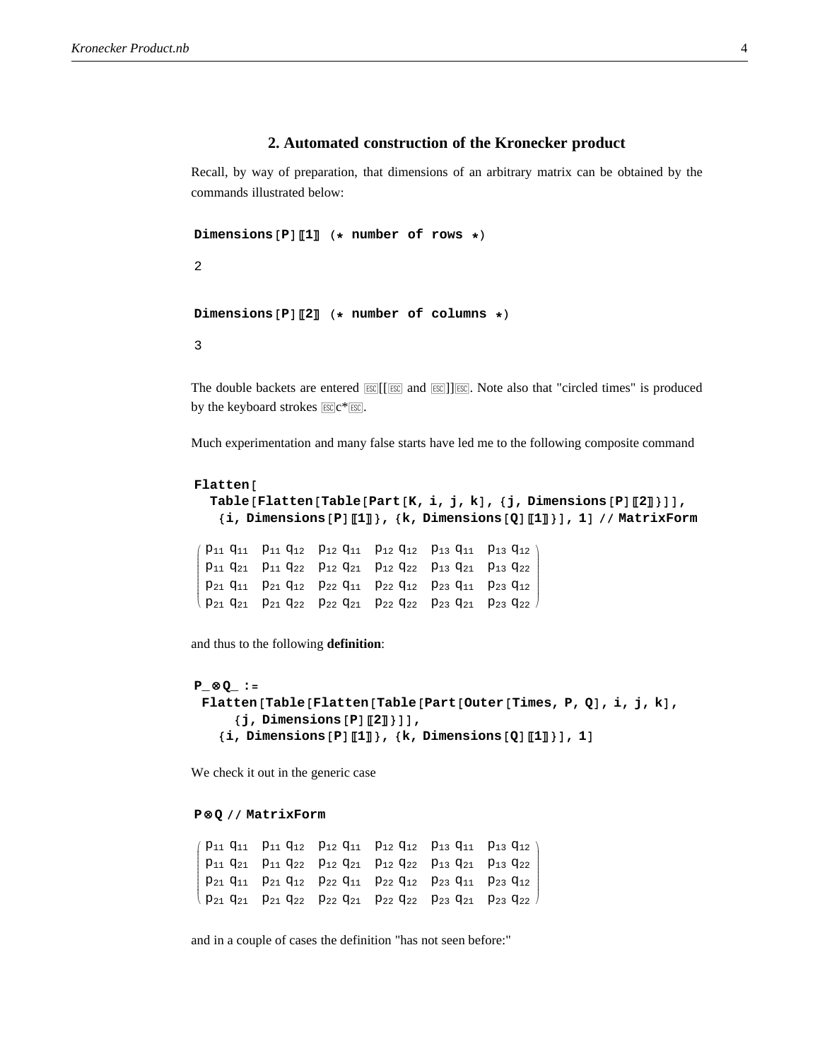## 2. Automated construction of the Kronecker product

Recall, by way of preparation, that dimensions of an arbitrary matrix can be obtained by the commands illustrated below:

```
Dimensions[P]⟦1⟧ (* number of rows *)
```

```
2
```

```
Dimensions[P]⟦2⟧ (* number of columns *)
```

```
3
```

The double backets are entered ESC[[ESC and ESC]]ESC. Note also that "circled times" is produced by the keyboard strokes ESCc*ESC.

Much experimentation and many false starts have led me to the following composite command

```
Flatten[
  Table[Flatten[Table[Part[K, i, j, k], {j, Dimensions[P]⟦2⟧}]],
   {i, Dimensions[P]⟦1⟧}, {k, Dimensions[Q]⟦1⟧}], 1] // MatrixForm
```

$$\begin{pmatrix} p_{11}\,q_{11} & p_{11}\,q_{12} & p_{12}\,q_{11} & p_{12}\,q_{12} & p_{13}\,q_{11} & p_{13}\,q_{12} \\ p_{11}\,q_{21} & p_{11}\,q_{22} & p_{12}\,q_{21} & p_{12}\,q_{22} & p_{13}\,q_{21} & p_{13}\,q_{22} \\ p_{21}\,q_{11} & p_{21}\,q_{12} & p_{22}\,q_{11} & p_{22}\,q_{12} & p_{23}\,q_{11} & p_{23}\,q_{12} \\ p_{21}\,q_{21} & p_{21}\,q_{22} & p_{22}\,q_{21} & p_{22}\,q_{22} & p_{23}\,q_{21} & p_{23}\,q_{22} \end{pmatrix}$$

and thus to the following **definition**:

```
P_ ⊗ Q_ :=
 Flatten[Table[Flatten[Table[Part[Outer[Times, P, Q], i, j, k],
     {j, Dimensions[P]⟦2⟧}]],
   {i, Dimensions[P]⟦1⟧}, {k, Dimensions[Q]⟦1⟧}], 1]
```

We check it out in the generic case

```
P ⊗ Q // MatrixForm
```

$$\begin{pmatrix} p_{11}\,q_{11} & p_{11}\,q_{12} & p_{12}\,q_{11} & p_{12}\,q_{12} & p_{13}\,q_{11} & p_{13}\,q_{12} \\ p_{11}\,q_{21} & p_{11}\,q_{22} & p_{12}\,q_{21} & p_{12}\,q_{22} & p_{13}\,q_{21} & p_{13}\,q_{22} \\ p_{21}\,q_{11} & p_{21}\,q_{12} & p_{22}\,q_{11} & p_{22}\,q_{12} & p_{23}\,q_{11} & p_{23}\,q_{12} \\ p_{21}\,q_{21} & p_{21}\,q_{22} & p_{22}\,q_{21} & p_{22}\,q_{22} & p_{23}\,q_{21} & p_{23}\,q_{22} \end{pmatrix}$$

and in a couple of cases the definition "has not seen before:"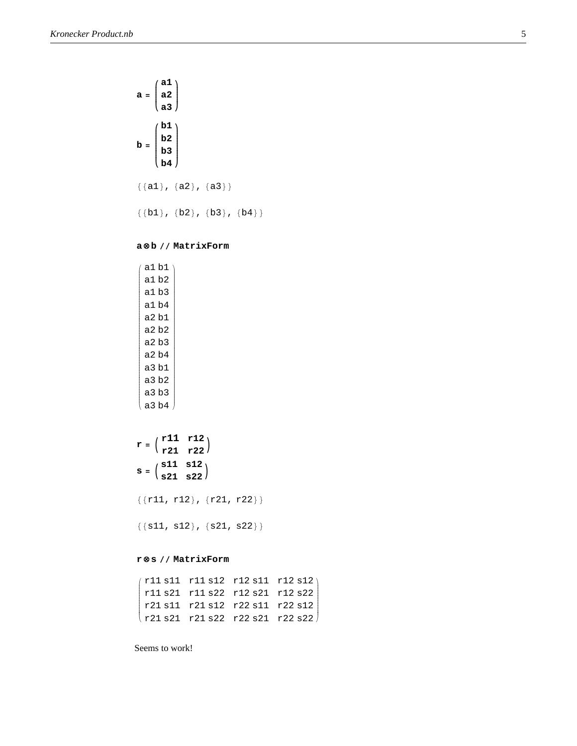$$\mathbf{a} = \begin{pmatrix} \mathbf{a1} \\ \mathbf{a2} \\ \mathbf{a3} \end{pmatrix}$$

$$\mathbf{b} = \begin{pmatrix} \mathbf{b1} \\ \mathbf{b2} \\ \mathbf{b3} \\ \mathbf{b4} \end{pmatrix}$$

```
{{a1}, {a2}, {a3}}
```

```
{{b1}, {b2}, {b3}, {b4}}
```

**a⊗b // MatrixForm**

$$\begin{pmatrix} \text{a1 b1} \\ \text{a1 b2} \\ \text{a1 b3} \\ \text{a1 b4} \\ \text{a2 b1} \\ \text{a2 b2} \\ \text{a2 b3} \\ \text{a2 b4} \\ \text{a3 b1} \\ \text{a3 b2} \\ \text{a3 b3} \\ \text{a3 b4} \end{pmatrix}$$

$$\mathbf{r} = \begin{pmatrix} \mathbf{r11} & \mathbf{r12} \\ \mathbf{r21} & \mathbf{r22} \end{pmatrix}$$

$$\mathbf{s} = \begin{pmatrix} \mathbf{s11} & \mathbf{s12} \\ \mathbf{s21} & \mathbf{s22} \end{pmatrix}$$

```
{{r11, r12}, {r21, r22}}
```

```
{{s11, s12}, {s21, s22}}
```

**r⊗s // MatrixForm**

$$\begin{pmatrix} \text{r11 s11} & \text{r11 s12} & \text{r12 s11} & \text{r12 s12} \\ \text{r11 s21} & \text{r11 s22} & \text{r12 s21} & \text{r12 s22} \\ \text{r21 s11} & \text{r21 s12} & \text{r22 s11} & \text{r22 s12} \\ \text{r21 s21} & \text{r21 s22} & \text{r22 s21} & \text{r22 s22} \end{pmatrix}$$

Seems to work!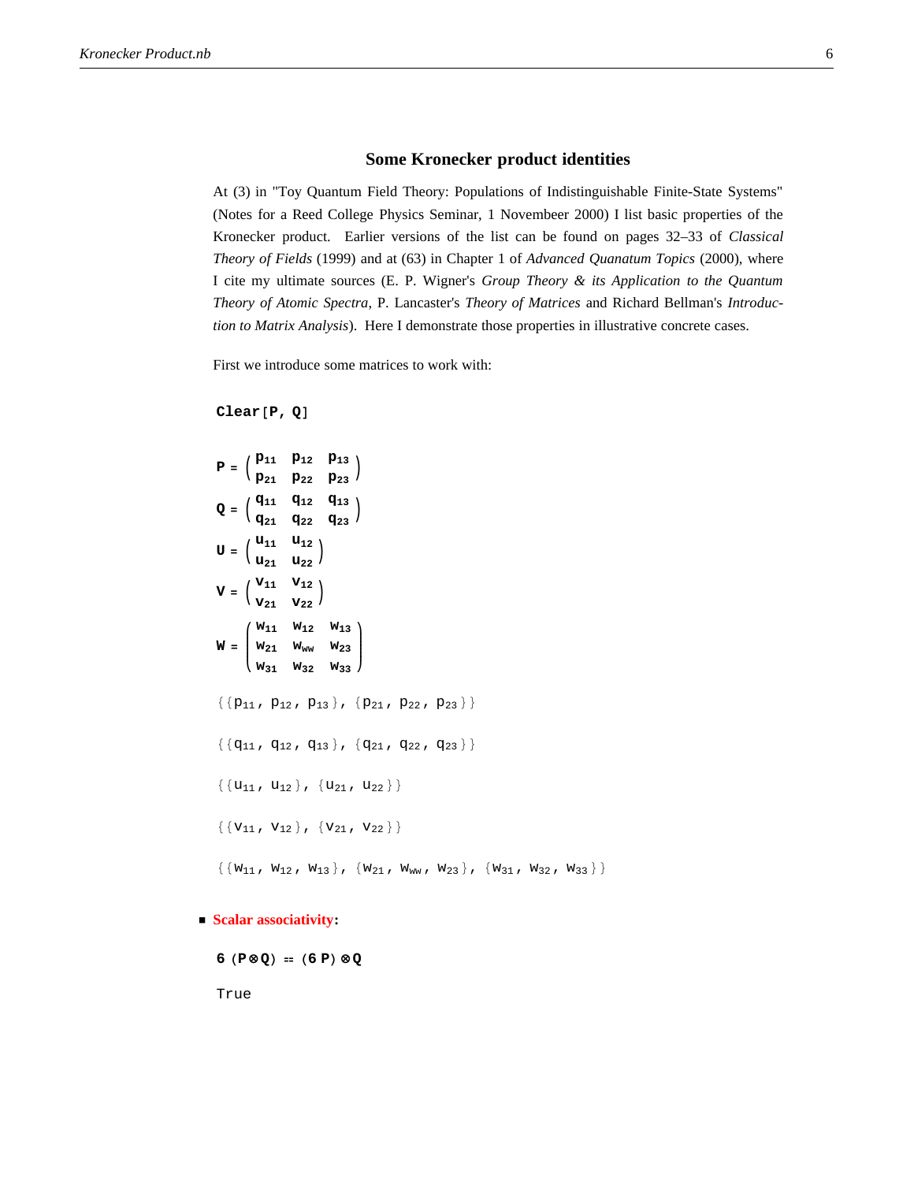## Some Kronecker product identities

At (3) in "Toy Quantum Field Theory: Populations of Indistinguishable Finite-State Systems" (Notes for a Reed College Physics Seminar, 1 Novembeer 2000) I list basic properties of the Kronecker product. Earlier versions of the list can be found on pages 32–33 of *Classical Theory of Fields* (1999) and at (63) in Chapter 1 of *Advanced Quanatum Topics* (2000), where I cite my ultimate sources (E. P. Wigner's *Group Theory & its Application to the Quantum Theory of Atomic Spectra*, P. Lancaster's *Theory of Matrices* and Richard Bellman's *Introduction to Matrix Analysis*). Here I demonstrate those properties in illustrative concrete cases.

First we introduce some matrices to work with:

```
Clear[P, Q]
```

$$P = \begin{pmatrix} p_{11} & p_{12} & p_{13} \\ p_{21} & p_{22} & p_{23} \end{pmatrix}$$

$$Q = \begin{pmatrix} q_{11} & q_{12} & q_{13} \\ q_{21} & q_{22} & q_{23} \end{pmatrix}$$

$$U = \begin{pmatrix} u_{11} & u_{12} \\ u_{21} & u_{22} \end{pmatrix}$$

$$V = \begin{pmatrix} v_{11} & v_{12} \\ v_{21} & v_{22} \end{pmatrix}$$

$$W = \begin{pmatrix} w_{11} & w_{12} & w_{13} \\ w_{21} & w_{ww} & w_{23} \\ w_{31} & w_{32} & w_{33} \end{pmatrix}$$

$\{\{p_{11}, p_{12}, p_{13}\}, \{p_{21}, p_{22}, p_{23}\}\}$

$\{\{q_{11}, q_{12}, q_{13}\}, \{q_{21}, q_{22}, q_{23}\}\}$

$\{\{u_{11}, u_{12}\}, \{u_{21}, u_{22}\}\}$

$\{\{v_{11}, v_{12}\}, \{v_{21}, v_{22}\}\}$

$\{\{w_{11}, w_{12}, w_{13}\}, \{w_{21}, w_{ww}, w_{23}\}, \{w_{31}, w_{32}, w_{33}\}\}$

- **Scalar associativity:**

```
6 (P⊗Q) == (6 P)⊗Q
```

```
True
```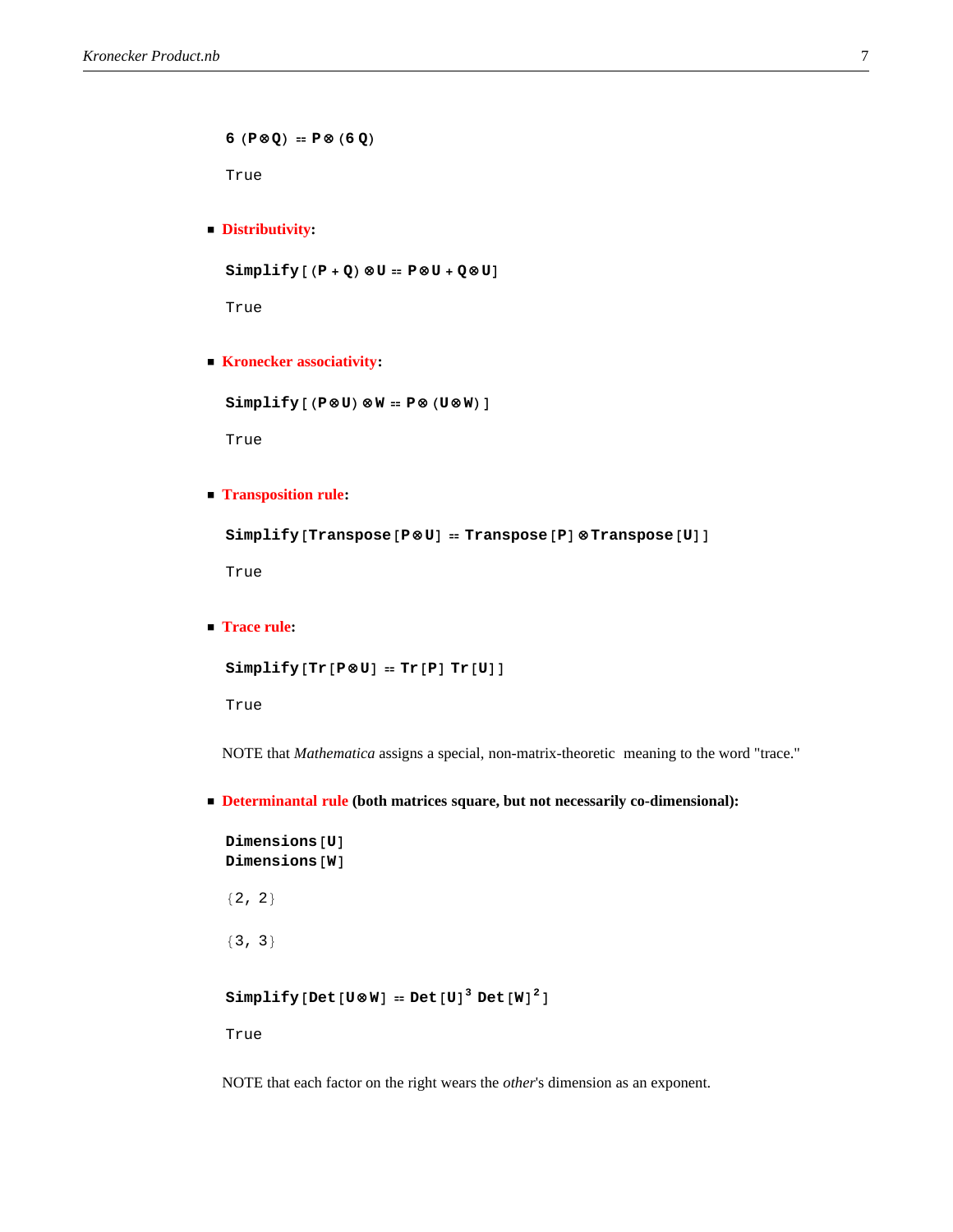```
6 (P⊗Q) == P⊗(6 Q)
```

```
True
```

- **Distributivity**:

```
Simplify[(P + Q)⊗U == P⊗U + Q⊗U]
```

```
True
```

- **Kronecker associativity**:

```
Simplify[(P⊗U)⊗W == P⊗(U⊗W)]
```

```
True
```

- **Transposition rule**:

```
Simplify[Transpose[P⊗U] == Transpose[P]⊗Transpose[U]]
```

```
True
```

- **Trace rule**:

```
Simplify[Tr[P⊗U] == Tr[P] Tr[U]]
```

```
True
```

NOTE that *Mathematica* assigns a special, non-matrix-theoretic meaning to the word "trace."

- **Determinantal rule (both matrices square, but not necessarily co-dimensional):**

```
Dimensions[U]
Dimensions[W]
```

```
{2, 2}
```

```
{3, 3}
```

```
Simplify[Det[U⊗W] == Det[U]^3 Det[W]^2]
```

```
True
```

NOTE that each factor on the right wears the *other*'s dimension as an exponent.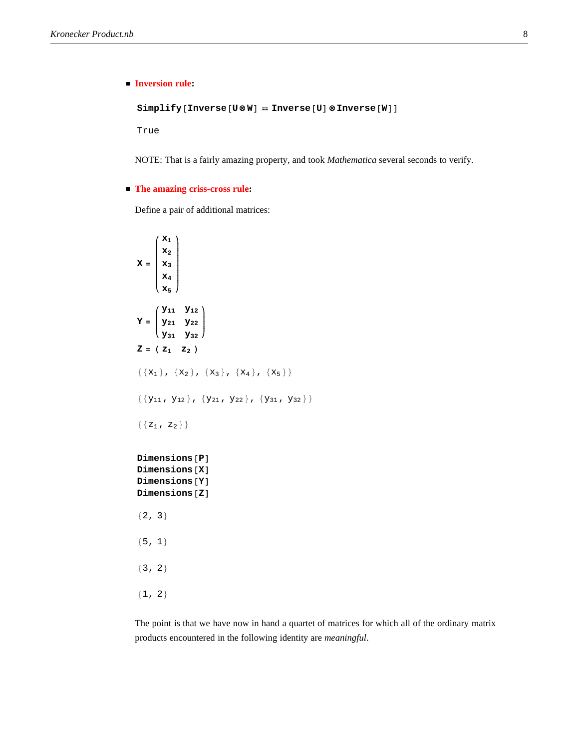- **Inversion rule:**

```
Simplify[Inverse[U⊗W] == Inverse[U]⊗Inverse[W]]
```

```
True
```

NOTE: That is a fairly amazing property, and took *Mathematica* several seconds to verify.

- **The amazing criss-cross rule:**

Define a pair of additional matrices:

$$X = \begin{pmatrix} x_1 \\ x_2 \\ x_3 \\ x_4 \\ x_5 \end{pmatrix}$$

$$Y = \begin{pmatrix} y_{11} & y_{12} \\ y_{21} & y_{22} \\ y_{31} & y_{32} \end{pmatrix}$$

$$Z = \begin{pmatrix} z_1 & z_2 \end{pmatrix}$$

$\{\{x_1\}, \{x_2\}, \{x_3\}, \{x_4\}, \{x_5\}\}$

$\{\{y_{11}, y_{12}\}, \{y_{21}, y_{22}\}, \{y_{31}, y_{32}\}\}$

$\{\{z_1, z_2\}\}$

```
Dimensions[P]
Dimensions[X]
Dimensions[Y]
Dimensions[Z]
```

```
{2, 3}

{5, 1}

{3, 2}

{1, 2}
```

The point is that we have now in hand a quartet of matrices for which all of the ordinary matrix products encountered in the following identity are *meaningful*.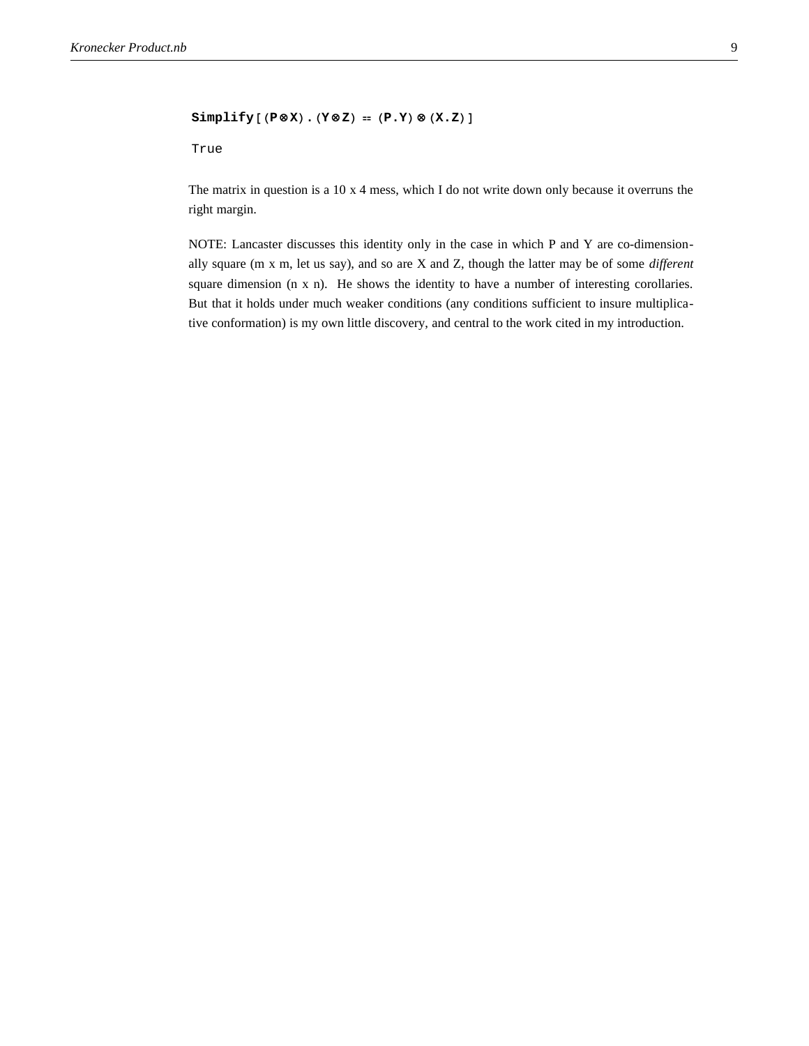```
Simplify[(P⊗X).(Y⊗Z) == (P.Y)⊗(X.Z)]
```

```
True
```

The matrix in question is a 10 x 4 mess, which I do not write down only because it overruns the right margin.

NOTE: Lancaster discusses this identity only in the case in which P and Y are co-dimensionally square (m x m, let us say), and so are X and Z, though the latter may be of some *different* square dimension (n x n). He shows the identity to have a number of interesting corollaries. But that it holds under much weaker conditions (any conditions sufficient to insure multiplicative conformation) is my own little discovery, and central to the work cited in my introduction.